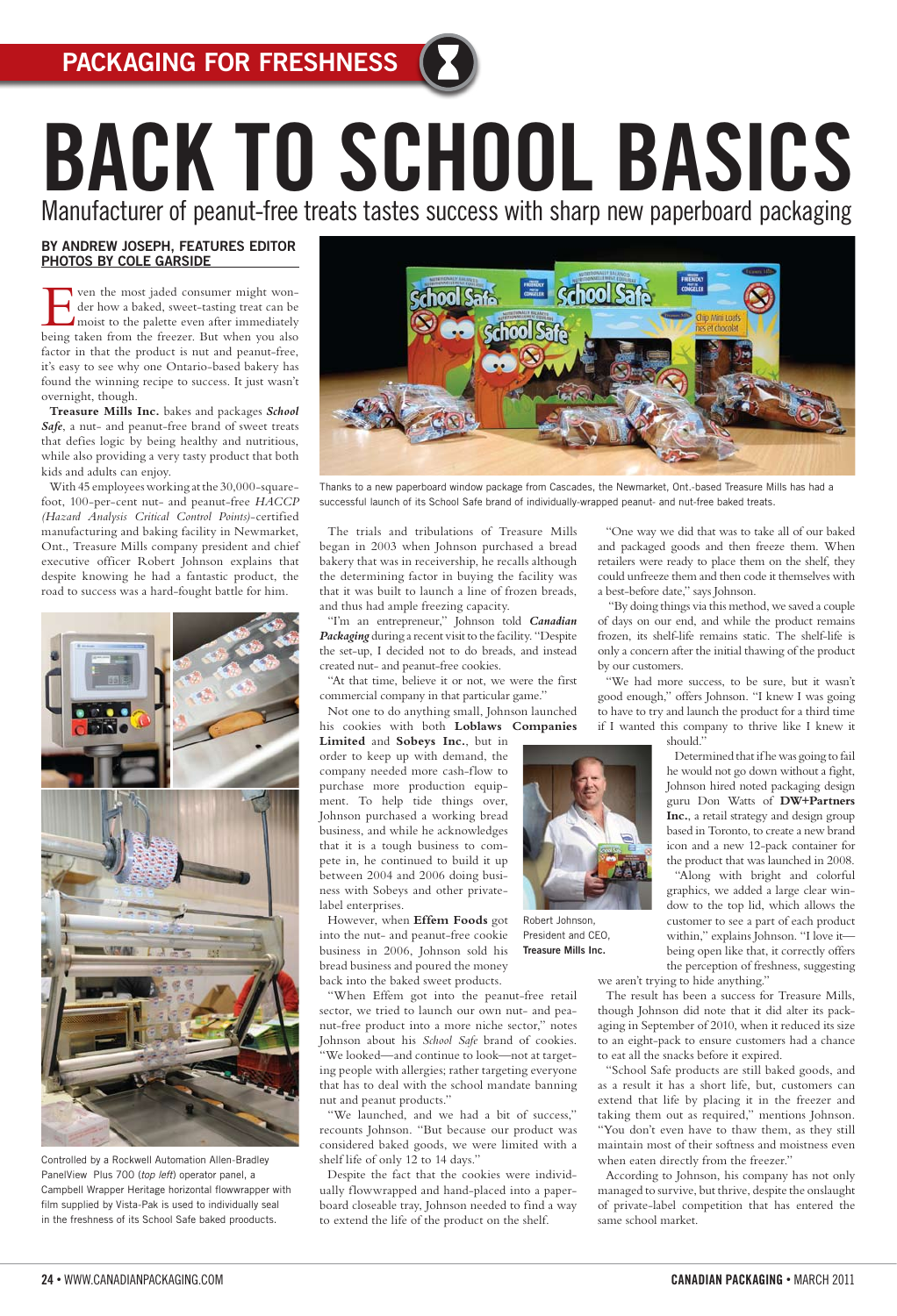PACKAGING FOR FRESHNESS

# BACK TO SCHOOL BASICS

## Manufacturer of peanut-free treats tastes success with sharp new paperboard packaging

**BY ANDREW JOSEPH, FEATURES EDITOR**
**PHOTOS BY COLE GARSIDE**

Even the most jaded consumer might wonder how a baked, sweet-tasting treat can be moist to the palette even after immediately being taken from the freezer. But when you also factor in that the product is nut and peanut-free, it's easy to see why one Ontario-based bakery has found the winning recipe to success. It just wasn't overnight, though.

**Treasure Mills Inc.** bakes and packages ***School Safe***, a nut- and peanut-free brand of sweet treats that defies logic by being healthy and nutritious, while also providing a very tasty product that both kids and adults can enjoy.

With 45 employees working at the 30,000-square-foot, 100-per-cent nut- and peanut-free *HACCP (Hazard Analysis Critical Control Points)*-certified manufacturing and baking facility in Newmarket, Ont., Treasure Mills company president and chief executive officer Robert Johnson explains that despite knowing he had a fantastic product, the road to success was a hard-fought battle for him.

Thanks to a new paperboard window package from Cascades, the Newmarket, Ont.-based Treasure Mills has had a successful launch of its School Safe brand of individually-wrapped peanut- and nut-free baked treats.

Controlled by a Rockwell Automation Allen-Bradley PanelView Plus 700 (*top left*) operator panel, a Campbell Wrapper Heritage horizontal flowwrapper with film supplied by Vista-Pak is used to individually seal in the freshness of its School Safe baked prooducts.

The trials and tribulations of Treasure Mills began in 2003 when Johnson purchased a bread bakery that was in receivership, he recalls although the determining factor in buying the facility was that it was built to launch a line of frozen breads, and thus had ample freezing capacity.

"I'm an entrepreneur," Johnson told ***Canadian Packaging*** during a recent visit to the facility. "Despite the set-up, I decided not to do breads, and instead created nut- and peanut-free cookies.

"At that time, believe it or not, we were the first commercial company in that particular game."

Not one to do anything small, Johnson launched his cookies with both **Loblaws Companies Limited** and **Sobeys Inc.**, but in order to keep up with demand, the company needed more cash-flow to purchase more production equipment. To help tide things over, Johnson purchased a working bread business, and while he acknowledges that it is a tough business to compete in, he continued to build it up between 2004 and 2006 doing business with Sobeys and other private-label enterprises.

However, when **Effem Foods** got into the nut- and peanut-free cookie business in 2006, Johnson sold his bread business and poured the money back into the baked sweet products.

"When Effem got into the peanut-free retail sector, we tried to launch our own nut- and peanut-free product into a more niche sector," notes Johnson about his *School Safe* brand of cookies. "We looked—and continue to look—not at targeting people with allergies; rather targeting everyone that has to deal with the school mandate banning nut and peanut products."

"We launched, and we had a bit of success," recounts Johnson. "But because our product was considered baked goods, we were limited with a shelf life of only 12 to 14 days."

Despite the fact that the cookies were individually flowwrapped and hand-placed into a paperboard closeable tray, Johnson needed to find a way to extend the life of the product on the shelf.

"One way we did that was to take all of our baked and packaged goods and then freeze them. When retailers were ready to place them on the shelf, they could unfreeze them and then code it themselves with a best-before date," says Johnson.

"By doing things via this method, we saved a couple of days on our end, and while the product remains frozen, its shelf-life remains static. The shelf-life is only a concern after the initial thawing of the product by our customers.

"We had more success, to be sure, but it wasn't good enough," offers Johnson. "I knew I was going to have to try and launch the product for a third time if I wanted this company to thrive like I knew it should."

Robert Johnson, President and CEO, **Treasure Mills Inc.**

Determined that if he was going to fail he would not go down without a fight, Johnson hired noted packaging design guru Don Watts of **DW+Partners Inc.**, a retail strategy and design group based in Toronto, to create a new brand icon and a new 12-pack container for the product that was launched in 2008.

"Along with bright and colorful graphics, we added a large clear window to the top lid, which allows the customer to see a part of each product within," explains Johnson. "I love it—being open like that, it correctly offers the perception of freshness, suggesting we aren't trying to hide anything."

The result has been a success for Treasure Mills, though Johnson did note that it did alter its packaging in September of 2010, when it reduced its size to an eight-pack to ensure customers had a chance to eat all the snacks before it expired.

"School Safe products are still baked goods, and as a result it has a short life, but, customers can extend that life by placing it in the freezer and taking them out as required," mentions Johnson. "You don't even have to thaw them, as they still maintain most of their softness and moistness even when eaten directly from the freezer."

According to Johnson, his company has not only managed to survive, but thrive, despite the onslaught of private-label competition that has entered the same school market.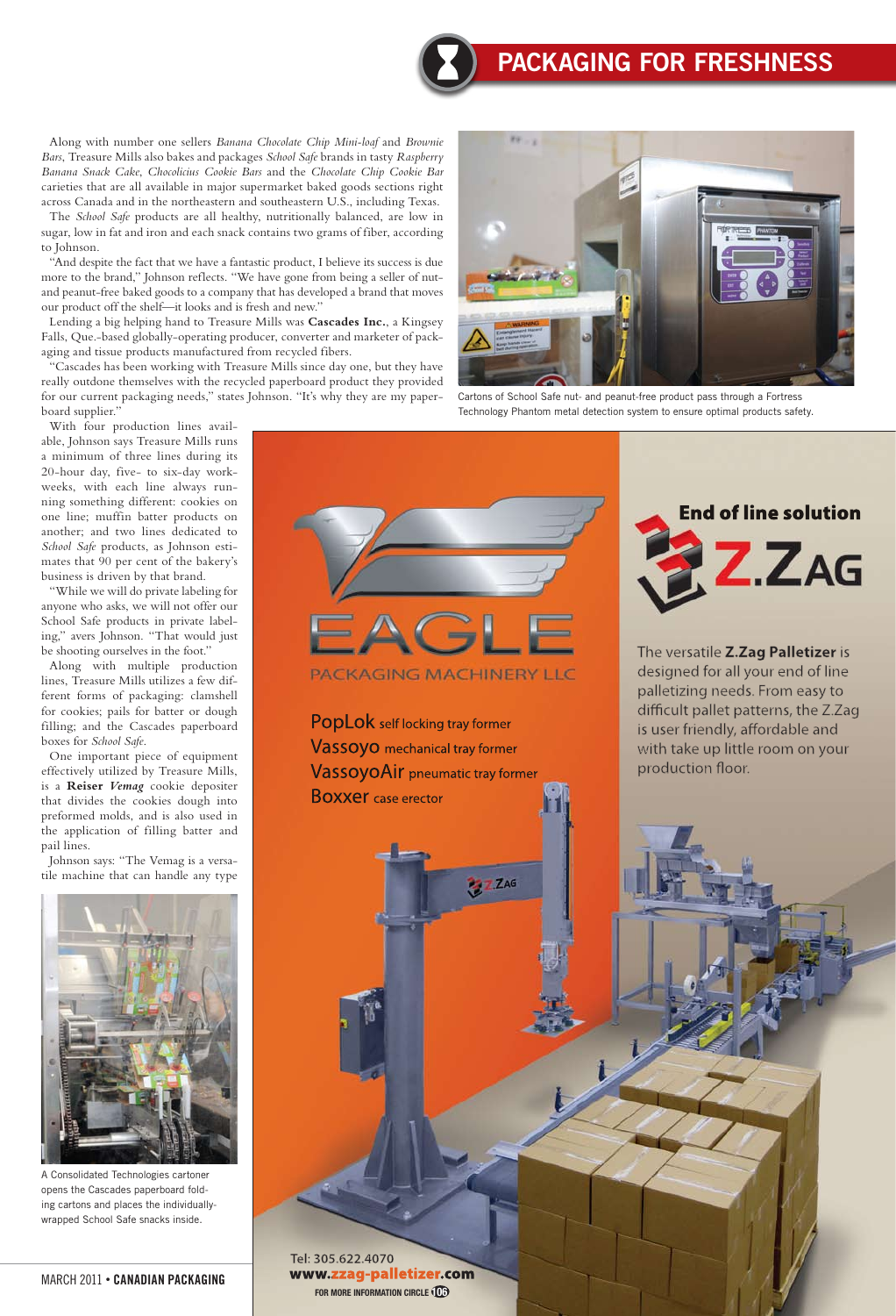Along with number one sellers *Banana Chocolate Chip Mini-loaf* and *Brownie Bars*, Treasure Mills also bakes and packages *School Safe* brands in tasty *Raspberry Banana Snack Cake*, *Chocolicius Cookie Bars* and the *Chocolate Chip Cookie Bar* carieties that are all available in major supermarket baked goods sections right across Canada and in the northeastern and southeastern U.S., including Texas.

The *School Safe* products are all healthy, nutritionally balanced, are low in sugar, low in fat and iron and each snack contains two grams of fiber, according to Johnson.

"And despite the fact that we have a fantastic product, I believe its success is due more to the brand," Johnson reflects. "We have gone from being a seller of nut- and peanut-free baked goods to a company that has developed a brand that moves our product off the shelf—it looks and is fresh and new."

Lending a big helping hand to Treasure Mills was **Cascades Inc.**, a Kingsey Falls, Que.-based globally-operating producer, converter and marketer of packaging and tissue products manufactured from recycled fibers.

"Cascades has been working with Treasure Mills since day one, but they have really outdone themselves with the recycled paperboard product they provided for our current packaging needs," states Johnson. "It's why they are my paperboard supplier."

Cartons of School Safe nut- and peanut-free product pass through a Fortress Technology Phantom metal detection system to ensure optimal products safety.

With four production lines available, Johnson says Treasure Mills runs a minimum of three lines during its 20-hour day, five- to six-day workweeks, with each line always running something different: cookies on one line; muffin batter products on another; and two lines dedicated to *School Safe* products, as Johnson estimates that 90 per cent of the bakery's business is driven by that brand.

"While we will do private labeling for anyone who asks, we will not offer our School Safe products in private labeling," avers Johnson. "That would just be shooting ourselves in the foot."

Along with multiple production lines, Treasure Mills utilizes a few different forms of packaging: clamshell for cookies; pails for batter or dough filling; and the Cascades paperboard boxes for *School Safe*.

One important piece of equipment effectively utilized by Treasure Mills, is a **Reiser** ***Vemag*** cookie depositer that divides the cookies dough into preformed molds, and is also used in the application of filling batter and pail lines.

Johnson says: "The Vemag is a versatile machine that can handle any type

A Consolidated Technologies cartoner opens the Cascades paperboard folding cartons and places the individually-wrapped School Safe snacks inside.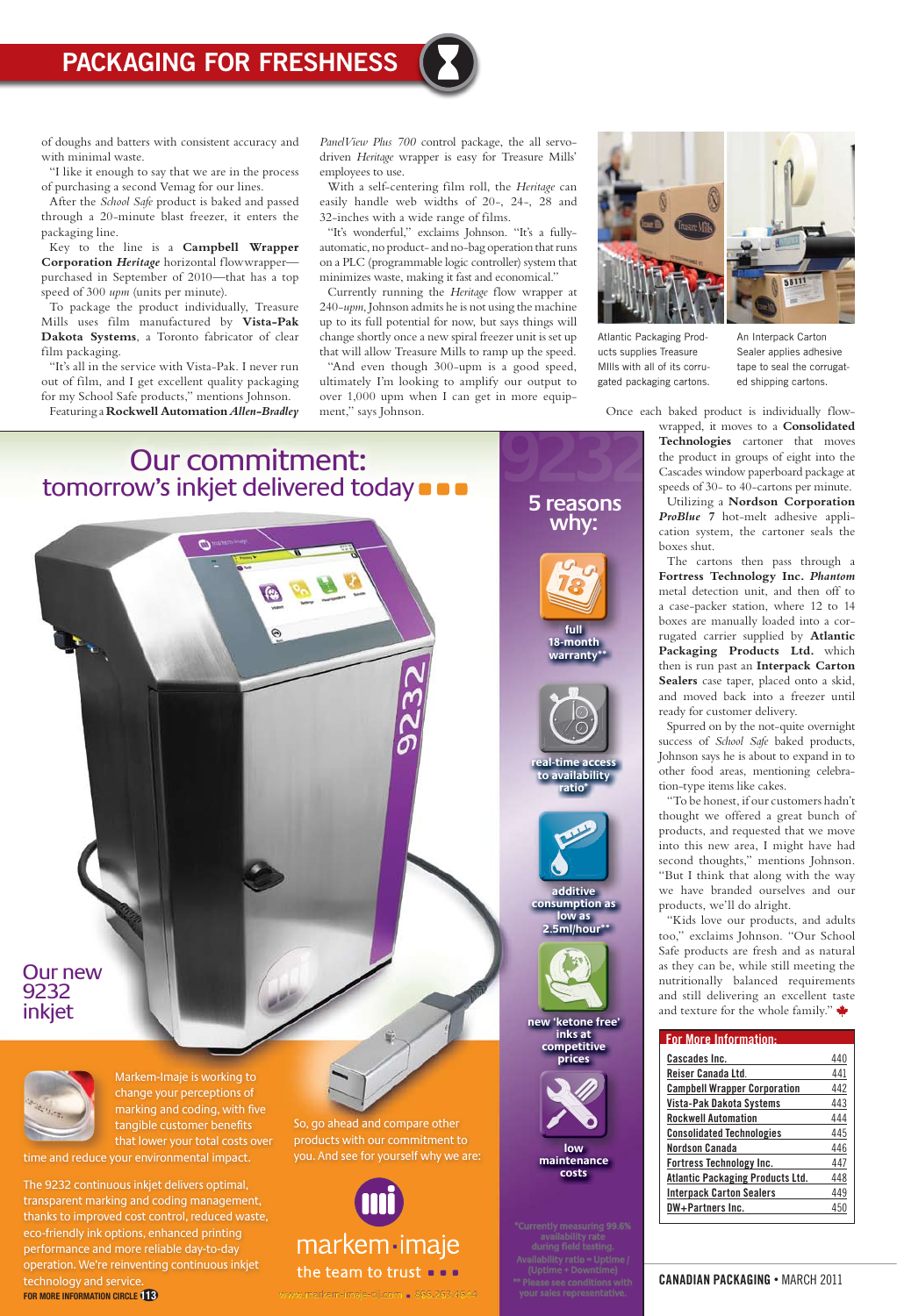of doughs and batters with consistent accuracy and with minimal waste.

"I like it enough to say that we are in the process of purchasing a second Vemag for our lines.

After the *School Safe* product is baked and passed through a 20-minute blast freezer, it enters the packaging line.

Key to the line is a **Campbell Wrapper Corporation** ***Heritage*** horizontal flowwrapper—purchased in September of 2010—that has a top speed of 300 *upm* (units per minute).

To package the product individually, Treasure Mills uses film manufactured by **Vista-Pak Dakota Systems**, a Toronto fabricator of clear film packaging.

"It's all in the service with Vista-Pak. I never run out of film, and I get excellent quality packaging for my School Safe products," mentions Johnson.

Featuring a **Rockwell Automation** ***Allen-Bradley*** *PanelView Plus 700* control package, the all servo-driven *Heritage* wrapper is easy for Treasure Mills' employees to use.

With a self-centering film roll, the *Heritage* can easily handle web widths of 20-, 24-, 28 and 32-inches with a wide range of films.

"It's wonderful," exclaims Johnson. "It's a fully-automatic, no product- and no-bag operation that runs on a PLC (programmable logic controller) system that minimizes waste, making it fast and economical."

Currently running the *Heritage* flow wrapper at 240-*upm*, Johnson admits he is not using the machine up to its full potential for now, but says things will change shortly once a new spiral freezer unit is set up that will allow Treasure Mills to ramp up the speed.

"And even though 300-upm is a good speed, ultimately I'm looking to amplify our output to over 1,000 upm when I can get in more equipment," says Johnson.

Atlantic Packaging Products supplies Treasure Mills with all of its corrugated packaging cartons.

An Interpack Carton Sealer applies adhesive tape to seal the corrugated shipping cartons.

Once each baked product is individually flow-wrapped, it moves to a **Consolidated Technologies** cartoner that moves the product in groups of eight into the Cascades window paperboard package at speeds of 30- to 40-cartons per minute.

Utilizing a **Nordson Corporation** ***ProBlue 7*** hot-melt adhesive application system, the cartoner seals the boxes shut.

The cartons then pass through a **Fortress Technology Inc.** ***Phantom*** metal detection unit, and then off to a case-packer station, where 12 to 14 boxes are manually loaded into a corrugated carrier supplied by **Atlantic Packaging Products Ltd.** which then is run past an **Interpack Carton Sealers** case taper, placed onto a skid, and moved back into a freezer until ready for customer delivery.

Spurred on by the not-quite overnight success of *School Safe* baked products, Johnson says he is about to expand in to other food areas, mentioning celebration-type items like cakes.

"To be honest, if our customers hadn't thought we offered a great bunch of products, and requested that we move into this new area, I might have had second thoughts," mentions Johnson. "But I think that along with the way we have branded ourselves and our products, we'll do alright.

"Kids love our products, and adults too," exclaims Johnson. "Our School Safe products are fresh and as natural as they can be, while still meeting the nutritionally balanced requirements and still delivering an excellent taste and texture for the whole family."

**For More Information:**

| | |
|---|---|
| Cascades Inc. | 440 |
| Reiser Canada Ltd. | 441 |
| Campbell Wrapper Corporation | 442 |
| Vista-Pak Dakota Systems | 443 |
| Rockwell Automation | 444 |
| Consolidated Technologies | 445 |
| Nordson Canada | 446 |
| Fortress Technology Inc. | 447 |
| Atlantic Packaging Products Ltd. | 448 |
| Interpack Carton Sealers | 449 |
| DW+Partners Inc. | 450 |

# Our commitment: tomorrow's inkjet delivered today

Our new 9232 inkjet

## 5 reasons why:

full 18-month warranty**

real-time access to availability ratio*

additive consumption as low as 2.5ml/hour**

new 'ketone free' inks at competitive prices

low maintenance costs

Markem-Imaje is working to change your perceptions of marking and coding, with five tangible customer benefits that lower your total costs over time and reduce your environmental impact.

The 9232 continuous inkjet delivers optimal, transparent marking and coding management, thanks to improved cost control, reduced waste, eco-friendly ink options, enhanced printing performance and more reliable day-to-day operation. We're reinventing continuous inkjet technology and service.

So, go ahead and compare other products with our commitment to you. And see for yourself why we are:

markem·imaje

the team to trust

www.markem-imaje-cij.com • 866.263.4644

*Currently measuring 99.6% availability rate during field testing. Availability ratio = Uptime / (Uptime + Downtime)
** Please see conditions with your sales representative.

FOR MORE INFORMATION CIRCLE 113